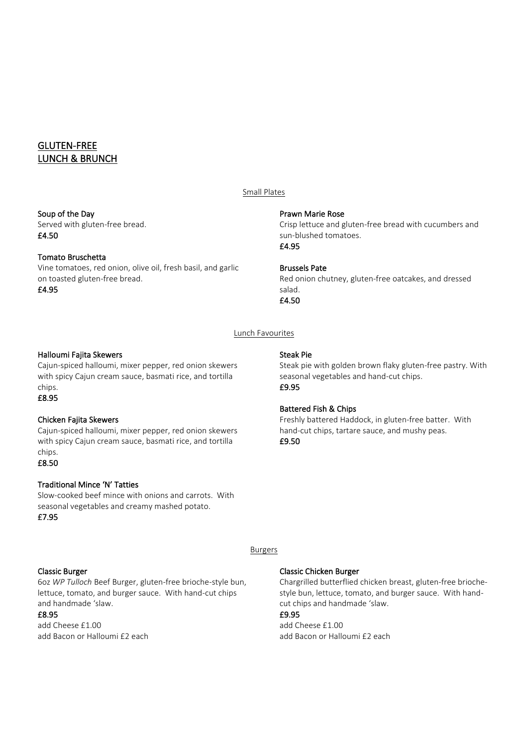# GLUTEN-FREE
# LUNCH & BRUNCH

## Small Plates

**Soup of the Day**
Served with gluten-free bread.
**£4.50**

**Tomato Bruschetta**
Vine tomatoes, red onion, olive oil, fresh basil, and garlic on toasted gluten-free bread.
**£4.95**

**Prawn Marie Rose**
Crisp lettuce and gluten-free bread with cucumbers and sun-blushed tomatoes.
**£4.95**

**Brussels Pate**
Red onion chutney, gluten-free oatcakes, and dressed salad.
**£4.50**

## Lunch Favourites

**Halloumi Fajita Skewers**
Cajun-spiced halloumi, mixer pepper, red onion skewers with spicy Cajun cream sauce, basmati rice, and tortilla chips.
**£8.95**

**Chicken Fajita Skewers**
Cajun-spiced halloumi, mixer pepper, red onion skewers with spicy Cajun cream sauce, basmati rice, and tortilla chips.
**£8.50**

**Traditional Mince 'N' Tatties**
Slow-cooked beef mince with onions and carrots. With seasonal vegetables and creamy mashed potato.
**£7.95**

**Steak Pie**
Steak pie with golden brown flaky gluten-free pastry. With seasonal vegetables and hand-cut chips.
**£9.95**

**Battered Fish & Chips**
Freshly battered Haddock, in gluten-free batter. With hand-cut chips, tartare sauce, and mushy peas.
**£9.50**

## Burgers

**Classic Burger**
6oz *WP Tulloch* Beef Burger, gluten-free brioche-style bun, lettuce, tomato, and burger sauce. With hand-cut chips and handmade 'slaw.
**£8.95**
add Cheese £1.00
add Bacon or Halloumi £2 each

**Classic Chicken Burger**
Chargrilled butterflied chicken breast, gluten-free brioche-style bun, lettuce, tomato, and burger sauce. With hand-cut chips and handmade 'slaw.
**£9.95**
add Cheese £1.00
add Bacon or Halloumi £2 each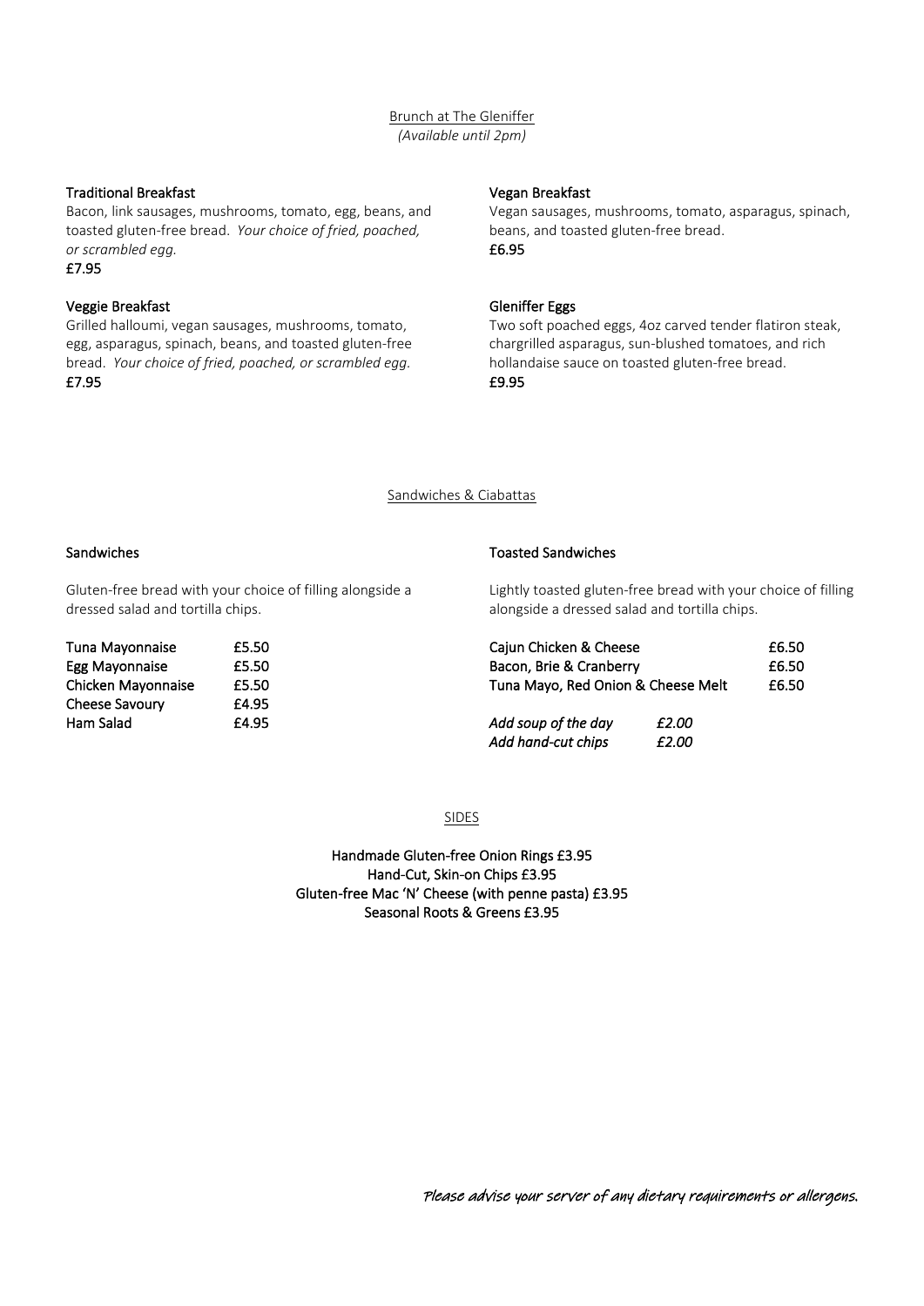## Brunch at The Gleniffer

*(Available until 2pm)*

### Traditional Breakfast

Bacon, link sausages, mushrooms, tomato, egg, beans, and toasted gluten-free bread. *Your choice of fried, poached, or scrambled egg.*

**£7.95**

### Veggie Breakfast

Grilled halloumi, vegan sausages, mushrooms, tomato, egg, asparagus, spinach, beans, and toasted gluten-free bread. *Your choice of fried, poached, or scrambled egg.*

**£7.95**

### Vegan Breakfast

Vegan sausages, mushrooms, tomato, asparagus, spinach, beans, and toasted gluten-free bread.

**£6.95**

### Gleniffer Eggs

Two soft poached eggs, 4oz carved tender flatiron steak, chargrilled asparagus, sun-blushed tomatoes, and rich hollandaise sauce on toasted gluten-free bread.

**£9.95**

## Sandwiches & Ciabattas

### Sandwiches

Gluten-free bread with your choice of filling alongside a dressed salad and tortilla chips.

| | |
|---|---|
| Tuna Mayonnaise | £5.50 |
| Egg Mayonnaise | £5.50 |
| Chicken Mayonnaise | £5.50 |
| Cheese Savoury | £4.95 |
| Ham Salad | £4.95 |

### Toasted Sandwiches

Lightly toasted gluten-free bread with your choice of filling alongside a dressed salad and tortilla chips.

| | |
|---|---|
| Cajun Chicken & Cheese | £6.50 |
| Bacon, Brie & Cranberry | £6.50 |
| Tuna Mayo, Red Onion & Cheese Melt | £6.50 |

*Add soup of the day £2.00*

*Add hand-cut chips £2.00*

## SIDES

Handmade Gluten-free Onion Rings £3.95

Hand-Cut, Skin-on Chips £3.95

Gluten-free Mac 'N' Cheese (with penne pasta) £3.95

Seasonal Roots & Greens £3.95

Please advise your server of any dietary requirements or allergens.